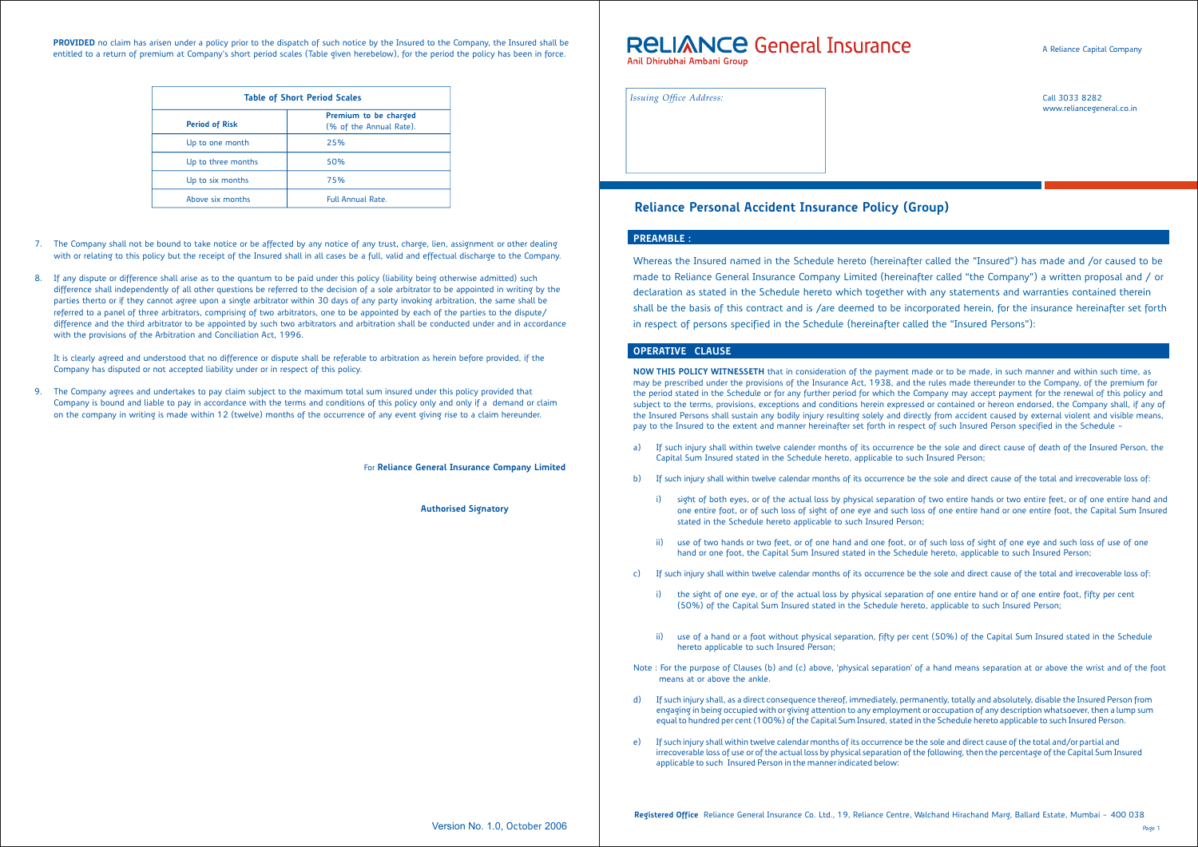**PROVIDED** no claim has arisen under a policy prior to the dispatch of such notice by the Insured to the Company, the Insured shall be entitled to a return of premium at Company's short period scales (Table given herebelow), for the period the policy has been in force.

| Table of Short Period Scales | |
|---|---|
| **Period of Risk** | **Premium to be charged** (% of the Annual Rate). |
| Up to one month | 25% |
| Up to three months | 50% |
| Up to six months | 75% |
| Above six months | Full Annual Rate. |

7. The Company shall not be bound to take notice or be affected by any notice of any trust, charge, lien, assignment or other dealing with or relating to this policy but the receipt of the Insured shall in all cases be a full, valid and effectual discharge to the Company.

8. If any dispute or difference shall arise as to the quantum to be paid under this policy (liability being otherwise admitted) such difference shall independently of all other questions be referred to the decision of a sole arbitrator to be appointed in writing by the parties therto or if they cannot agree upon a single arbitrator within 30 days of any party invoking arbitration, the same shall be referred to a panel of three arbitrators, comprising of two arbitrators, one to be appointed by each of the parties to the dispute/ difference and the third arbitrator to be appointed by such two arbitrators and arbitration shall be conducted under and in accordance with the provisions of the Arbitration and Conciliation Act, 1996.

   It is clearly agreed and understood that no difference or dispute shall be referable to arbitration as herein before provided, if the Company has disputed or not accepted liability under or in respect of this policy.

9. The Company agrees and undertakes to pay claim subject to the maximum total sum insured under this policy provided that Company is bound and liable to pay in accordance with the terms and conditions of this policy only and only if a demand or claim on the company in writing is made within 12 (twelve) months of the occurrence of any event giving rise to a claim hereunder.

For **Reliance General Insurance Company Limited**

**Authorised Signatory**

Version No. 1.0, October 2006

# RELIANCE General Insurance

Anil Dhirubhai Ambani Group

A Reliance Capital Company

*Issuing Office Address:*

Call 3033 8282
www.reliancegeneral.co.in

## Reliance Personal Accident Insurance Policy (Group)

### PREAMBLE :

Whereas the Insured named in the Schedule hereto (hereinafter called the "Insured") has made and /or caused to be made to Reliance General Insurance Company Limited (hereinafter called "the Company") a written proposal and / or declaration as stated in the Schedule hereto which together with any statements and warranties contained therein shall be the basis of this contract and is /are deemed to be incorporated herein, for the insurance hereinafter set forth in respect of persons specified in the Schedule (hereinafter called the "Insured Persons"):

### OPERATIVE CLAUSE

**NOW THIS POLICY WITNESSETH** that in consideration of the payment made or to be made, in such manner and within such time, as may be prescribed under the provisions of the Insurance Act, 1938, and the rules made thereunder to the Company, of the premium for the period stated in the Schedule or for any further period for which the Company may accept payment for the renewal of this policy and subject to the terms, provisions, exceptions and conditions herein expressed or contained or hereon endorsed, the Company shall, if any of the Insured Persons shall sustain any bodily injury resulting solely and directly from accident caused by external violent and visible means, pay to the Insured to the extent and manner hereinafter set forth in respect of such Insured Person specified in the Schedule –

a) If such injury shall within twelve calender months of its occurrence be the sole and direct cause of death of the Insured Person, the Capital Sum Insured stated in the Schedule hereto, applicable to such Insured Person;

b) If such injury shall within twelve calendar months of its occurrence be the sole and direct cause of the total and irrecoverable loss of:

   i) sight of both eyes, or of the actual loss by physical separation of two entire hands or two entire feet, or of one entire hand and one entire foot, or of such loss of sight of one eye and such loss of one entire hand or one entire foot, the Capital Sum Insured stated in the Schedule hereto applicable to such Insured Person;

   ii) use of two hands or two feet, or of one hand and one foot, or of such loss of sight of one eye and such loss of use of one hand or one foot, the Capital Sum Insured stated in the Schedule hereto, applicable to such Insured Person;

c) If such injury shall within twelve calendar months of its occurrence be the sole and direct cause of the total and irrecoverable loss of:

   i) the sight of one eye, or of the actual loss by physical separation of one entire hand or of one entire foot, fifty per cent (50%) of the Capital Sum Insured stated in the Schedule hereto, applicable to such Insured Person;

   ii) use of a hand or a foot without physical separation, fifty per cent (50%) of the Capital Sum Insured stated in the Schedule hereto applicable to such Insured Person;

Note : For the purpose of Clauses (b) and (c) above, 'physical separation' of a hand means separation at or above the wrist and of the foot means at or above the ankle.

d) If such injury shall, as a direct consequence thereof, immediately, permanently, totally and absolutely, disable the Insured Person from engaging in being occupied with or giving attention to any employment or occupation of any description whatsoever, then a lump sum equal to hundred per cent (100%) of the Capital Sum Insured, stated in the Schedule hereto applicable to such Insured Person.

e) If such injury shall within twelve calendar months of its occurrence be the sole and direct cause of the total and/or partial and irrecoverable loss of use or of the actual loss by physical separation of the following, then the percentage of the Capital Sum Insured applicable to such Insured Person in the manner indicated below:

**Registered Office** Reliance General Insurance Co. Ltd., 19, Reliance Centre, Walchand Hirachand Marg, Ballard Estate, Mumbai - 400 038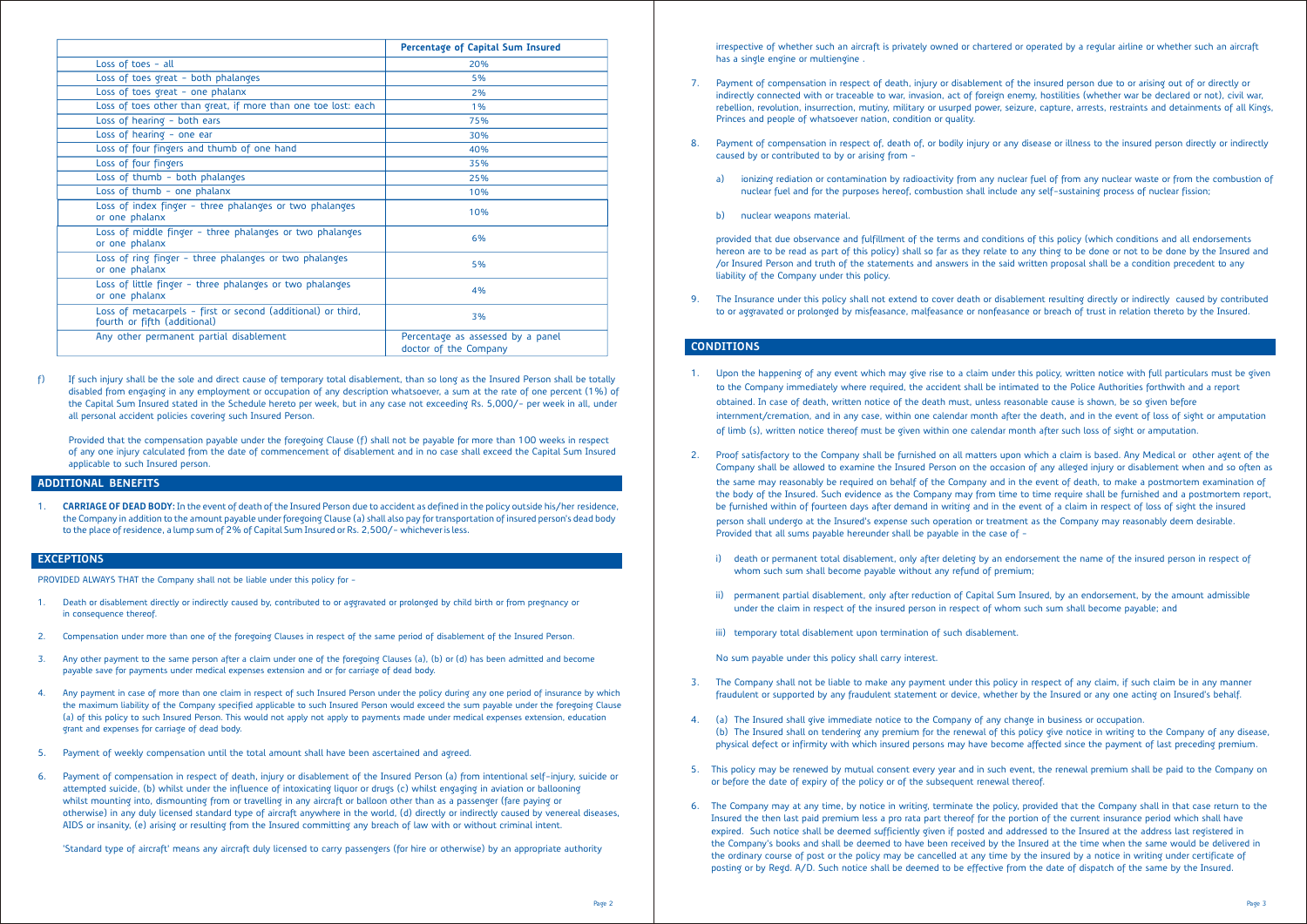| | Percentage of Capital Sum Insured |
|---|---|
| Loss of toes - all | 20% |
| Loss of toes great - both phalanges | 5% |
| Loss of toes great - one phalanx | 2% |
| Loss of toes other than great, if more than one toe lost: each | 1% |
| Loss of hearing - both ears | 75% |
| Loss of hearing - one ear | 30% |
| Loss of four fingers and thumb of one hand | 40% |
| Loss of four fingers | 35% |
| Loss of thumb - both phalanges | 25% |
| Loss of thumb - one phalanx | 10% |
| Loss of index finger - three phalanges or two phalanges or one phalanx | 10% |
| Loss of middle finger - three phalanges or two phalanges or one phalanx | 6% |
| Loss of ring finger - three phalanges or two phalanges or one phalanx | 5% |
| Loss of little finger - three phalanges or two phalanges or one phalanx | 4% |
| Loss of metacarpels - first or second (additional) or third, fourth or fifth (additional) | 3% |
| Any other permanent partial disablement | Percentage as assessed by a panel doctor of the Company |

f) If such injury shall be the sole and direct cause of temporary total disablement, than so long as the Insured Person shall be totally disabled from engaging in any employment or occupation of any description whatsoever, a sum at the rate of one percent (1%) of the Capital Sum Insured stated in the Schedule hereto per week, but in any case not exceeding Rs. 5,000/- per week in all, under all personal accident policies covering such Insured Person.

Provided that the compensation payable under the foregoing Clause (f) shall not be payable for more than 100 weeks in respect of any one injury calculated from the date of commencement of disablement and in no case shall exceed the Capital Sum Insured applicable to such Insured person.

## ADDITIONAL BENEFITS

1. **CARRIAGE OF DEAD BODY:** In the event of death of the Insured Person due to accident as defined in the policy outside his/her residence, the Company in addition to the amount payable under foregoing Clause (a) shall also pay for transportation of insured person's dead body to the place of residence, a lump sum of 2% of Capital Sum Insured or Rs. 2,500/- whichever is less.

## EXCEPTIONS

PROVIDED ALWAYS THAT the Company shall not be liable under this policy for -

1. Death or disablement directly or indirectly caused by, contributed to or aggravated or prolonged by child birth or from pregnancy or in consequence thereof.

2. Compensation under more than one of the foregoing Clauses in respect of the same period of disablement of the Insured Person.

3. Any other payment to the same person after a claim under one of the foregoing Clauses (a), (b) or (d) has been admitted and become payable save for payments under medical expenses extension and or for carriage of dead body.

4. Any payment in case of more than one claim in respect of such Insured Person under the policy during any one period of insurance by which the maximum liability of the Company specified applicable to such Insured Person would exceed the sum payable under the foregoing Clause (a) of this policy to such Insured Person. This would not apply not apply to payments made under medical expenses extension, education grant and expenses for carriage of dead body.

5. Payment of weekly compensation until the total amount shall have been ascertained and agreed.

6. Payment of compensation in respect of death, injury or disablement of the Insured Person (a) from intentional self-injury, suicide or attempted suicide, (b) whilst under the influence of intoxicating liquor or drugs (c) whilst engaging in aviation or ballooning whilst mounting into, dismounting from or travelling in any aircraft or balloon other than as a passenger (fare paying or otherwise) in any duly licensed standard type of aircraft anywhere in the world, (d) directly or indirectly caused by venereal diseases, AIDS or insanity, (e) arising or resulting from the Insured committing any breach of law with or without criminal intent.

'Standard type of aircraft' means any aircraft duly licensed to carry passengers (for hire or otherwise) by an appropriate authority irrespective of whether such an aircraft is privately owned or chartered or operated by a regular airline or whether such an aircraft has a single engine or multiengine .

7. Payment of compensation in respect of death, injury or disablement of the insured person due to or arising out of or directly or indirectly connected with or traceable to war, invasion, act of foreign enemy, hostilities (whether war be declared or not), civil war, rebellion, revolution, insurrection, mutiny, military or usurped power, seizure, capture, arrests, restraints and detainments of all Kings, Princes and people of whatsoever nation, condition or quality.

8. Payment of compensation in respect of, death of, or bodily injury or any disease or illness to the insured person directly or indirectly caused by or contributed to by or arising from -

   a) ionizing radiation or contamination by radioactivity from any nuclear fuel of from any nuclear waste or from the combustion of nuclear fuel and for the purposes hereof, combustion shall include any self-sustaining process of nuclear fission;

   b) nuclear weapons material.

   provided that due observance and fulfillment of the terms and conditions of this policy (which conditions and all endorsements hereon are to be read as part of this policy) shall so far as they relate to any thing to be done or not to be done by the Insured and /or Insured Person and truth of the statements and answers in the said written proposal shall be a condition precedent to any liability of the Company under this policy.

9. The Insurance under this policy shall not extend to cover death or disablement resulting directly or indirectly caused by contributed to or aggravated or prolonged by misfeasance, malfeasance or nonfeasance or breach of trust in relation thereto by the Insured.

## CONDITIONS

1. Upon the happening of any event which may give rise to a claim under this policy, written notice with full particulars must be given to the Company immediately where required, the accident shall be intimated to the Police Authorities forthwith and a report obtained. In case of death, written notice of the death must, unless reasonable cause is shown, be so given before internment/cremation, and in any case, within one calendar month after the death, and in the event of loss of sight or amputation of limb (s), written notice thereof must be given within one calendar month after such loss of sight or amputation.

2. Proof satisfactory to the Company shall be furnished on all matters upon which a claim is based. Any Medical or other agent of the Company shall be allowed to examine the Insured Person on the occasion of any alleged injury or disablement when and so often as the same may reasonably be required on behalf of the Company and in the event of death, to make a postmortem examination of the body of the Insured. Such evidence as the Company may from time to time require shall be furnished and a postmortem report, be furnished within of fourteen days after demand in writing and in the event of a claim in respect of loss of sight the insured person shall undergo at the Insured's expense such operation or treatment as the Company may reasonably deem desirable. Provided that all sums payable hereunder shall be payable in the case of -

   i) death or permanent total disablement, only after deleting by an endorsement the name of the insured person in respect of whom such sum shall become payable without any refund of premium;

   ii) permanent partial disablement, only after reduction of Capital Sum Insured, by an endorsement, by the amount admissible under the claim in respect of the insured person in respect of whom such sum shall become payable; and

   iii) temporary total disablement upon termination of such disablement.

   No sum payable under this policy shall carry interest.

3. The Company shall not be liable to make any payment under this policy in respect of any claim, if such claim be in any manner fraudulent or supported by any fraudulent statement or device, whether by the Insured or any one acting on Insured's behalf.

4. (a) The Insured shall give immediate notice to the Company of any change in business or occupation.
   (b) The Insured shall on tendering any premium for the renewal of this policy give notice in writing to the Company of any disease, physical defect or infirmity with which insured persons may have become affected since the payment of last preceding premium.

5. This policy may be renewed by mutual consent every year and in such event, the renewal premium shall be paid to the Company on or before the date of expiry of the policy or of the subsequent renewal thereof.

6. The Company may at any time, by notice in writing, terminate the policy, provided that the Company shall in that case return to the Insured the then last paid premium less a pro rata part thereof for the portion of the current insurance period which shall have expired. Such notice shall be deemed sufficiently given if posted and addressed to the Insured at the address last registered in the Company's books and shall be deemed to have been received by the Insured at the time when the same would be delivered in the ordinary course of post or the policy may be cancelled at any time by the insured by a notice in writing under certificate of posting or by Regd. A/D. Such notice shall be deemed to be effective from the date of dispatch of the same by the Insured.